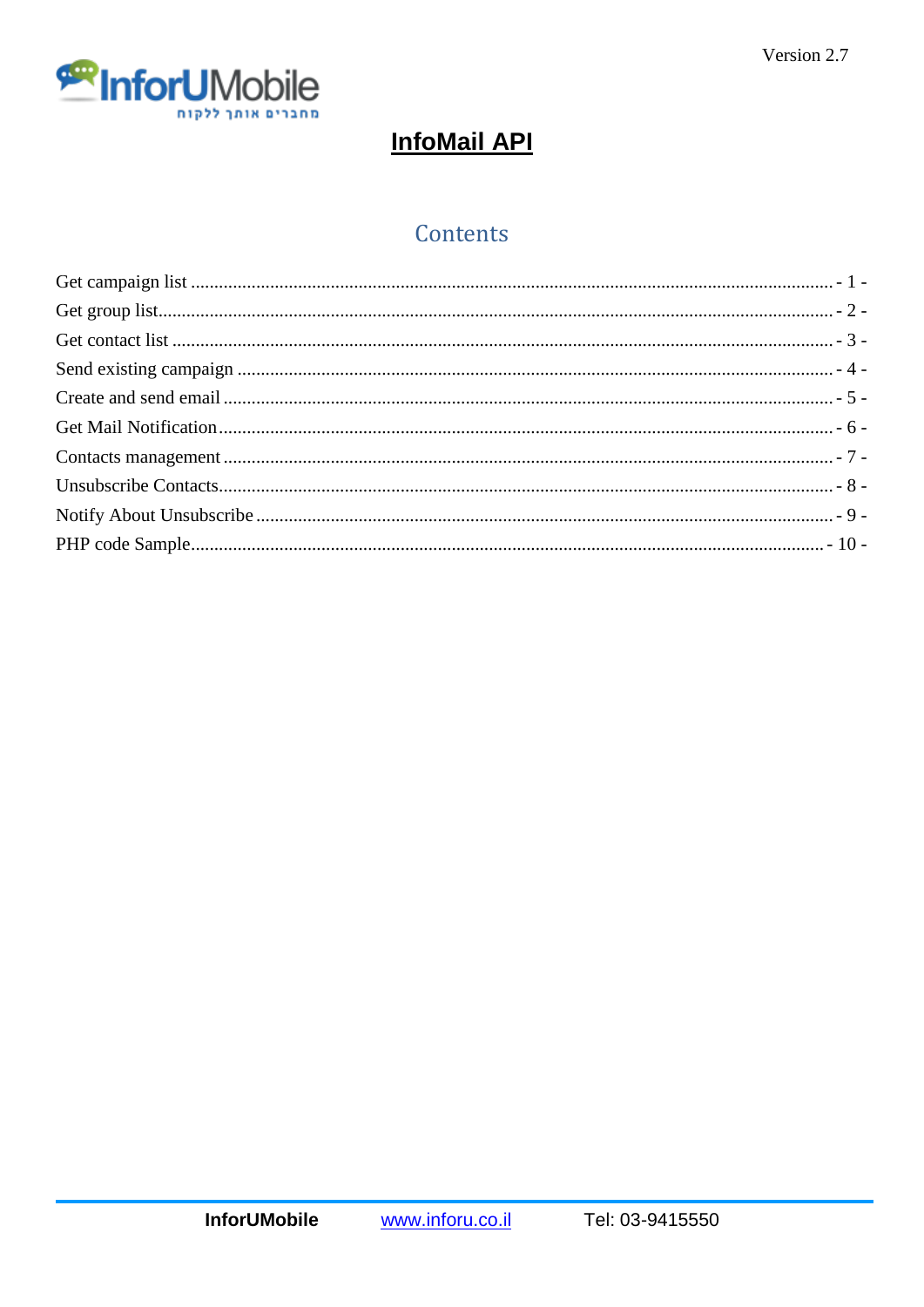Version 2.7

# InfoMail API

## Contents

Get campaign list ............................................................ - 1 -
Get group list.................................................................. - 2 -
Get contact list ................................................................ - 3 -
Send existing campaign ...................................................... - 4 -
Create and send email ....................................................... - 5 -
Get Mail Notification ......................................................... - 6 -
Contacts management ....................................................... - 7 -
Unsubscribe Contacts......................................................... - 8 -
Notify About Unsubscribe .................................................. - 9 -
PHP code Sample.............................................................. - 10 -

**InforUMobile** www.inforu.co.il Tel: 03-9415550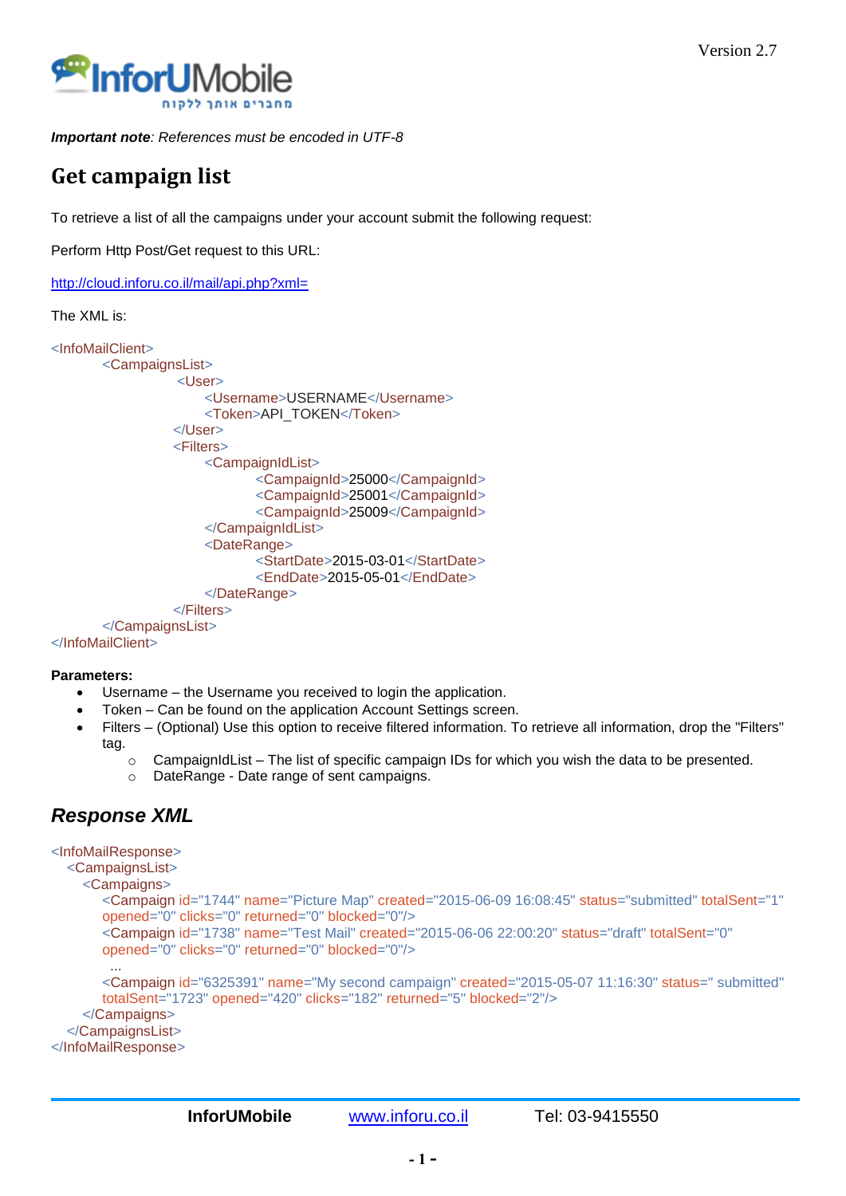*Important note: References must be encoded in UTF-8*

# Get campaign list

To retrieve a list of all the campaigns under your account submit the following request:

Perform Http Post/Get request to this URL:

http://cloud.inforu.co.il/mail/api.php?xml=

The XML is:

```
<InfoMailClient>
        <CampaignsList>
                <User>
                    <Username>USERNAME</Username>
                    <Token>API_TOKEN</Token>
                </User>
                <Filters>
                    <CampaignIdList>
                            <CampaignId>25000</CampaignId>
                            <CampaignId>25001</CampaignId>
                            <CampaignId>25009</CampaignId>
                    </CampaignIdList>
                    <DateRange>
                            <StartDate>2015-03-01</StartDate>
                            <EndDate>2015-05-01</EndDate>
                    </DateRange>
                </Filters>
        </CampaignsList>
</InfoMailClient>
```

**Parameters:**

- Username – the Username you received to login the application.
- Token – Can be found on the application Account Settings screen.
- Filters – (Optional) Use this option to receive filtered information. To retrieve all information, drop the "Filters" tag.
    - CampaignIdList – The list of specific campaign IDs for which you wish the data to be presented.
    - DateRange - Date range of sent campaigns.

## *Response XML*

```
<InfoMailResponse>
   <CampaignsList>
      <Campaigns>
         <Campaign id="1744" name="Picture Map" created="2015-06-09 16:08:45" status="submitted" totalSent="1"
         opened="0" clicks="0" returned="0" blocked="0"/>
         <Campaign id="1738" name="Test Mail" created="2015-06-06 22:00:20" status="draft" totalSent="0"
         opened="0" clicks="0" returned="0" blocked="0"/>
          ...
         <Campaign id="6325391" name="My second campaign" created="2015-05-07 11:16:30" status=" submitted"
         totalSent="1723" opened="420" clicks="182" returned="5" blocked="2"/>
      </Campaigns>
   </CampaignsList>
</InfoMailResponse>
```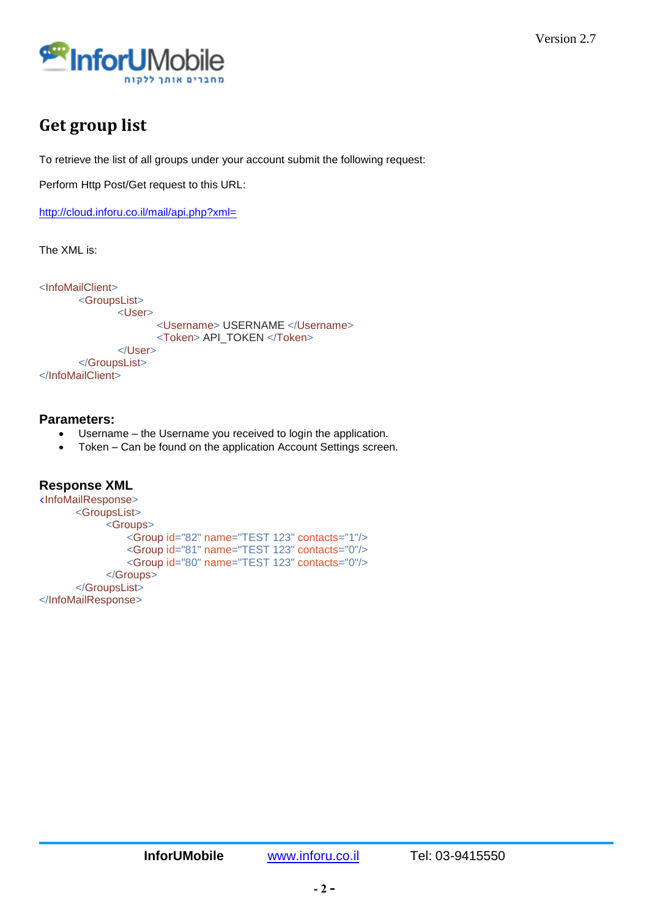## Get group list

To retrieve the list of all groups under your account submit the following request:

Perform Http Post/Get request to this URL:

http://cloud.inforu.co.il/mail/api.php?xml=

The XML is:

```
<InfoMailClient>
        <GroupsList>
                <User>
                        <Username> USERNAME </Username>
                        <Token> API_TOKEN </Token>
                </User>
        </GroupsList>
</InfoMailClient>
```

### Parameters:

- Username – the Username you received to login the application.
- Token – Can be found on the application Account Settings screen.

### Response XML

```
<InfoMailResponse>
        <GroupsList>
              <Groups>
                   <Group id="82" name="TEST 123" contacts="1"/>
                   <Group id="81" name="TEST 123" contacts="0"/>
                   <Group id="80" name="TEST 123" contacts="0"/>
              </Groups>
        </GroupsList>
</InfoMailResponse>
```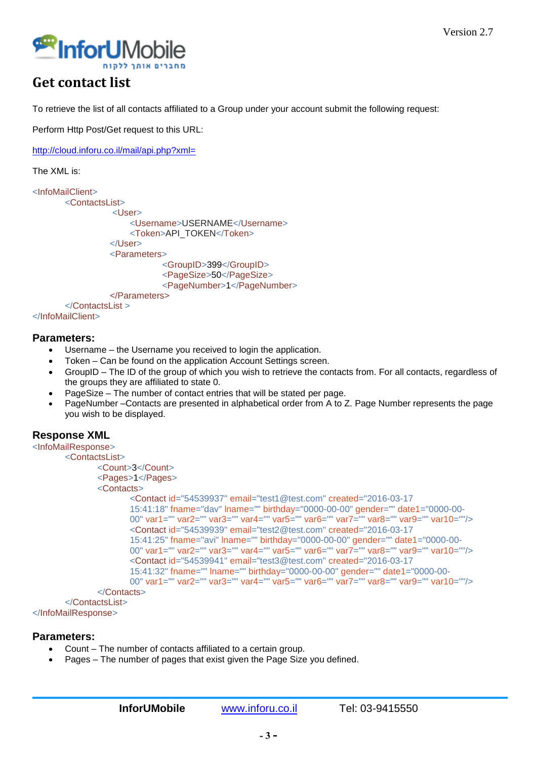# Get contact list

To retrieve the list of all contacts affiliated to a Group under your account submit the following request:

Perform Http Post/Get request to this URL:

http://cloud.inforu.co.il/mail/api.php?xml=

The XML is:

```
<InfoMailClient>
    <ContactsList>
        <User>
            <Username>USERNAME</Username>
            <Token>API_TOKEN</Token>
        </User>
        <Parameters>
            <GroupID>399</GroupID>
            <PageSize>50</PageSize>
            <PageNumber>1</PageNumber>
        </Parameters>
    </ContactsList >
</InfoMailClient>
```

## Parameters:

- Username – the Username you received to login the application.
- Token – Can be found on the application Account Settings screen.
- GroupID – The ID of the group of which you wish to retrieve the contacts from. For all contacts, regardless of the groups they are affiliated to state 0.
- PageSize – The number of contact entries that will be stated per page.
- PageNumber –Contacts are presented in alphabetical order from A to Z. Page Number represents the page you wish to be displayed.

## Response XML

```
<InfoMailResponse>
    <ContactsList>
        <Count>3</Count>
        <Pages>1</Pages>
        <Contacts>
            <Contact id="54539937" email="test1@test.com" created="2016-03-17 15:41:18" fname="dav" lname="" birthday="0000-00-00" gender="" date1="0000-00-00" var1="" var2="" var3="" var4="" var5="" var6="" var7="" var8="" var9="" var10=""/>
            <Contact id="54539939" email="test2@test.com" created="2016-03-17 15:41:25" fname="avi" lname="" birthday="0000-00-00" gender="" date1="0000-00-00" var1="" var2="" var3="" var4="" var5="" var6="" var7="" var8="" var9="" var10=""/>
            <Contact id="54539941" email="test3@test.com" created="2016-03-17 15:41:32" fname="" lname="" birthday="0000-00-00" gender="" date1="0000-00-00" var1="" var2="" var3="" var4="" var5="" var6="" var7="" var8="" var9="" var10=""/>
        </Contacts>
    </ContactsList>
</InfoMailResponse>
```

## Parameters:

- Count – The number of contacts affiliated to a certain group.
- Pages – The number of pages that exist given the Page Size you defined.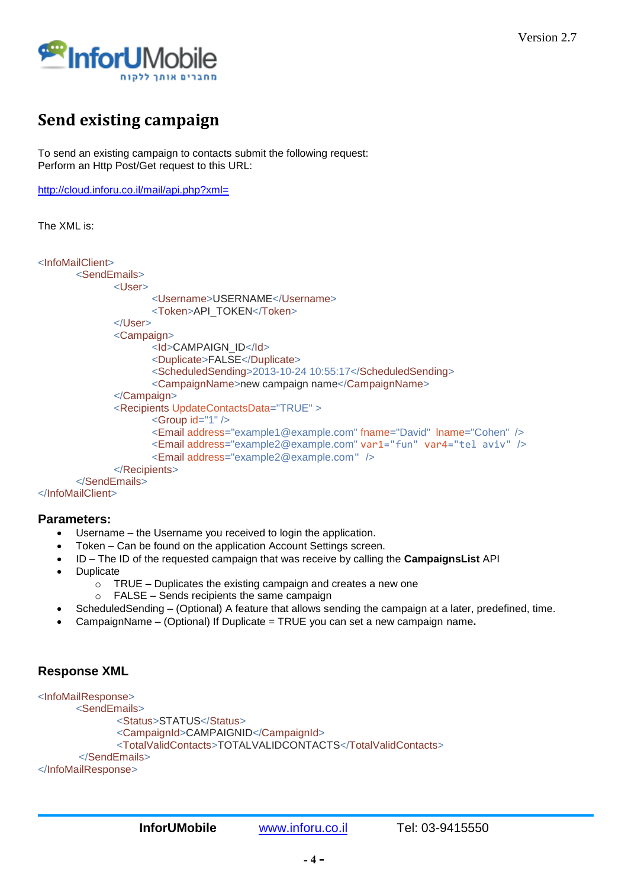# Send existing campaign

To send an existing campaign to contacts submit the following request:
Perform an Http Post/Get request to this URL:

http://cloud.inforu.co.il/mail/api.php?xml=

The XML is:

```
<InfoMailClient>
        <SendEmails>
                <User>
                        <Username>USERNAME</Username>
                        <Token>API_TOKEN</Token>
                </User>
                <Campaign>
                        <Id>CAMPAIGN_ID</Id>
                        <Duplicate>FALSE</Duplicate>
                        <ScheduledSending>2013-10-24 10:55:17</ScheduledSending>
                        <CampaignName>new campaign name</CampaignName>
                </Campaign>
                <Recipients UpdateContactsData="TRUE" >
                        <Group id="1" />
                        <Email address="example1@example.com" fname="David" lname="Cohen" />
                        <Email address="example2@example.com" var1="fun" var4="tel aviv" />
                        <Email address="example2@example.com" />
                </Recipients>
        </SendEmails>
</InfoMailClient>
```

### Parameters:

- Username – the Username you received to login the application.
- Token – Can be found on the application Account Settings screen.
- ID – The ID of the requested campaign that was receive by calling the **CampaignsList** API
- Duplicate
  - TRUE – Duplicates the existing campaign and creates a new one
  - FALSE – Sends recipients the same campaign
- ScheduledSending – (Optional) A feature that allows sending the campaign at a later, predefined, time.
- CampaignName – (Optional) If Duplicate = TRUE you can set a new campaign name**.**

### Response XML

```
<InfoMailResponse>
        <SendEmails>
                <Status>STATUS</Status>
                <CampaignId>CAMPAIGNID</CampaignId>
                <TotalValidContacts>TOTALVALIDCONTACTS</TotalValidContacts>
        </SendEmails>
</InfoMailResponse>
```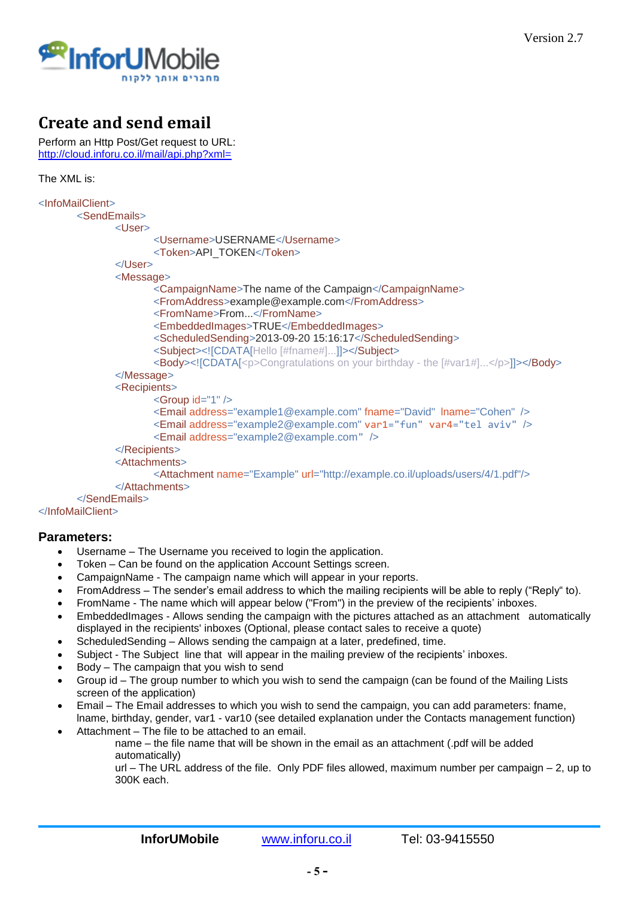# Create and send email

Perform an Http Post/Get request to URL:
http://cloud.inforu.co.il/mail/api.php?xml=

The XML is:

```
<InfoMailClient>
        <SendEmails>
                <User>
                        <Username>USERNAME</Username>
                        <Token>API_TOKEN</Token>
                </User>
                <Message>
                        <CampaignName>The name of the Campaign</CampaignName>
                        <FromAddress>example@example.com</FromAddress>
                        <FromName>From...</FromName>
                        <EmbeddedImages>TRUE</EmbeddedImages>
                        <ScheduledSending>2013-09-20 15:16:17</ScheduledSending>
                        <Subject><![CDATA[Hello [#fname#]...]]></Subject>
                        <Body><![CDATA[<p>Congratulations on your birthday - the [#var1#]...</p>]]></Body>
                </Message>
                <Recipients>
                        <Group id="1" />
                        <Email address="example1@example.com" fname="David"  lname="Cohen"  />
                        <Email address="example2@example.com" var1="fun"  var4="tel aviv"  />
                        <Email address="example2@example.com"  />
                </Recipients>
                <Attachments>
                        <Attachment name="Example" url="http://example.co.il/uploads/users/4/1.pdf"/>
                </Attachments>
        </SendEmails>
</InfoMailClient>
```

## Parameters:

- Username – The Username you received to login the application.
- Token – Can be found on the application Account Settings screen.
- CampaignName - The campaign name which will appear in your reports.
- FromAddress – The sender's email address to which the mailing recipients will be able to reply ("Reply" to).
- FromName - The name which will appear below ("From") in the preview of the recipients' inboxes.
- EmbeddedImages - Allows sending the campaign with the pictures attached as an attachment automatically displayed in the recipients' inboxes (Optional, please contact sales to receive a quote)
- ScheduledSending – Allows sending the campaign at a later, predefined, time.
- Subject - The Subject line that will appear in the mailing preview of the recipients' inboxes.
- Body – The campaign that you wish to send
- Group id – The group number to which you wish to send the campaign (can be found of the Mailing Lists screen of the application)
- Email – The Email addresses to which you wish to send the campaign, you can add parameters: fname, lname, birthday, gender, var1 - var10 (see detailed explanation under the Contacts management function)
- Attachment – The file to be attached to an email.
  - name – the file name that will be shown in the email as an attachment (.pdf will be added automatically)
  - url – The URL address of the file. Only PDF files allowed, maximum number per campaign – 2, up to 300K each.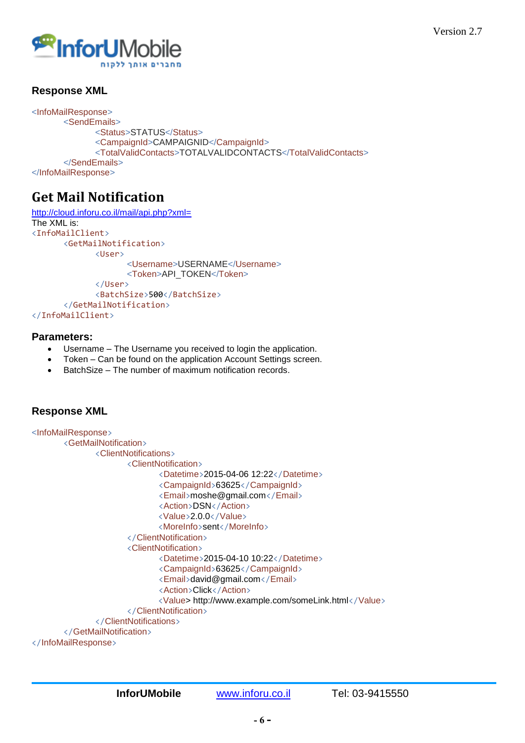### Response XML

```
<InfoMailResponse>
        <SendEmails>
                <Status>STATUS</Status>
                <CampaignId>CAMPAIGNID</CampaignId>
                <TotalValidContacts>TOTALVALIDCONTACTS</TotalValidContacts>
        </SendEmails>
</InfoMailResponse>
```

## Get Mail Notification

http://cloud.inforu.co.il/mail/api.php?xml=

The XML is:

```
<InfoMailClient>
        <GetMailNotification>
                <User>
                        <Username>USERNAME</Username>
                        <Token>API_TOKEN</Token>
                </User>
                <BatchSize>500</BatchSize>
        </GetMailNotification>
</InfoMailClient>
```

### Parameters:

- Username – The Username you received to login the application.
- Token – Can be found on the application Account Settings screen.
- BatchSize – The number of maximum notification records.

### Response XML

```
<InfoMailResponse>
        <GetMailNotification>
                <ClientNotifications>
                        <ClientNotification>
                                <Datetime>2015-04-06 12:22</Datetime>
                                <CampaignId>63625</CampaignId>
                                <Email>moshe@gmail.com</Email>
                                <Action>DSN</Action>
                                <Value>2.0.0</Value>
                                <MoreInfo>sent</MoreInfo>
                        </ClientNotification>
                        <ClientNotification>
                                <Datetime>2015-04-10 10:22</Datetime>
                                <CampaignId>63625</CampaignId>
                                <Email>david@gmail.com</Email>
                                <Action>Click</Action>
                                <Value> http://www.example.com/someLink.html</Value>
                        </ClientNotification>
                </ClientNotifications>
        </GetMailNotification>
</InfoMailResponse>
```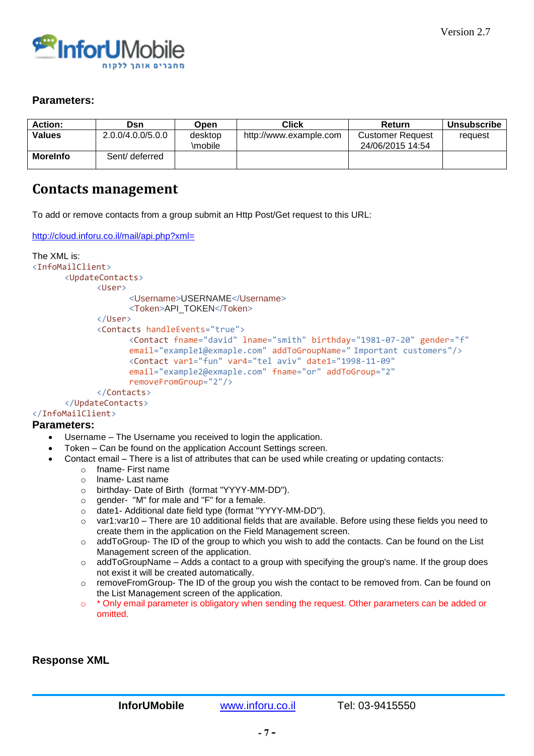**Parameters:**

| Action: | Dsn | Open | Click | Return | Unsubscribe |
|---|---|---|---|---|---|
| **Values** | 2.0.0/4.0.0/5.0.0 | desktop \mobile | http://www.example.com | Customer Request 24/06/2015 14:54 | request |
| **MoreInfo** | Sent/ deferred | | | | |

# Contacts management

To add or remove contacts from a group submit an Http Post/Get request to this URL:

http://cloud.inforu.co.il/mail/api.php?xml=

The XML is:

```
<InfoMailClient>
	<UpdateContacts>
		<User>
			<Username>USERNAME</Username>
			<Token>API_TOKEN</Token>
		</User>
		<Contacts handleEvents="true">
			<Contact fname="david" lname="smith" birthday="1981-07-20" gender="f"
			email="example1@exmaple.com" addToGroupName=" Important customers"/>
			<Contact var1="fun" var4="tel aviv" date1="1998-11-09"
			email="example2@exmaple.com" fname="or" addToGroup="2"
			removeFromGroup="2"/>
		</Contacts>
	</UpdateContacts>
</InfoMailClient>
```

**Parameters:**

- Username – The Username you received to login the application.
- Token – Can be found on the application Account Settings screen.
- Contact email – There is a list of attributes that can be used while creating or updating contacts:
  - fname- First name
  - lname- Last name
  - birthday- Date of Birth (format "YYYY-MM-DD").
  - gender- "M" for male and "F" for a female.
  - date1- Additional date field type (format "YYYY-MM-DD").
  - var1:var10 – There are 10 additional fields that are available. Before using these fields you need to create them in the application on the Field Management screen.
  - addToGroup- The ID of the group to which you wish to add the contacts. Can be found on the List Management screen of the application.
  - addToGroupName – Adds a contact to a group with specifying the group's name. If the group does not exist it will be created automatically.
  - removeFromGroup- The ID of the group you wish the contact to be removed from. Can be found on the List Management screen of the application.
  - * Only email parameter is obligatory when sending the request. Other parameters can be added or omitted.

**Response XML**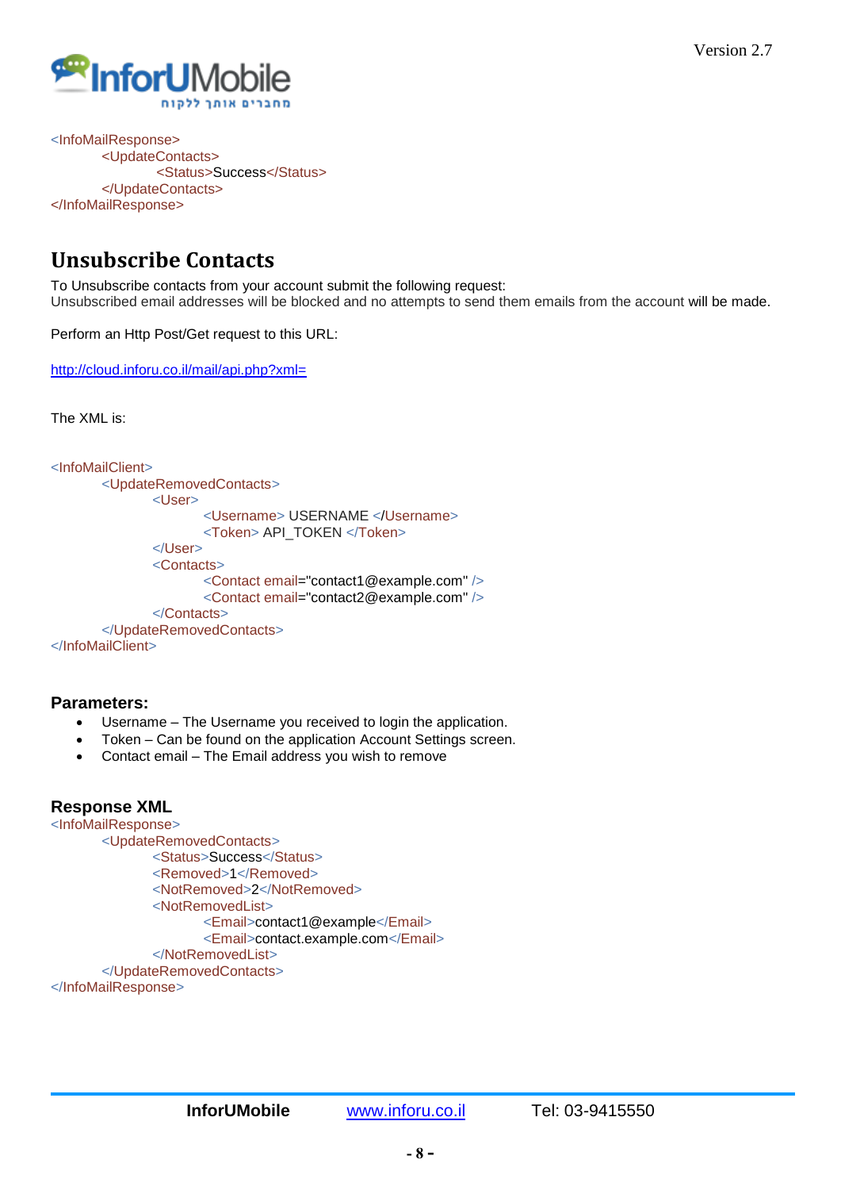```xml
<InfoMailResponse>
        <UpdateContacts>
                <Status>Success</Status>
        </UpdateContacts>
</InfoMailResponse>
```

## Unsubscribe Contacts

To Unsubscribe contacts from your account submit the following request:
Unsubscribed email addresses will be blocked and no attempts to send them emails from the account will be made.

Perform an Http Post/Get request to this URL:

http://cloud.inforu.co.il/mail/api.php?xml=

The XML is:

```xml
<InfoMailClient>
        <UpdateRemovedContacts>
                <User>
                        <Username> USERNAME </Username>
                        <Token> API_TOKEN </Token>
                </User>
                <Contacts>
                        <Contact email="contact1@example.com" />
                        <Contact email="contact2@example.com" />
                </Contacts>
        </UpdateRemovedContacts>
</InfoMailClient>
```

### Parameters:

- Username – The Username you received to login the application.
- Token – Can be found on the application Account Settings screen.
- Contact email – The Email address you wish to remove

### Response XML

```xml
<InfoMailResponse>
        <UpdateRemovedContacts>
                <Status>Success</Status>
                <Removed>1</Removed>
                <NotRemoved>2</NotRemoved>
                <NotRemovedList>
                        <Email>contact1@example</Email>
                        <Email>contact.example.com</Email>
                </NotRemovedList>
        </UpdateRemovedContacts>
</InfoMailResponse>
```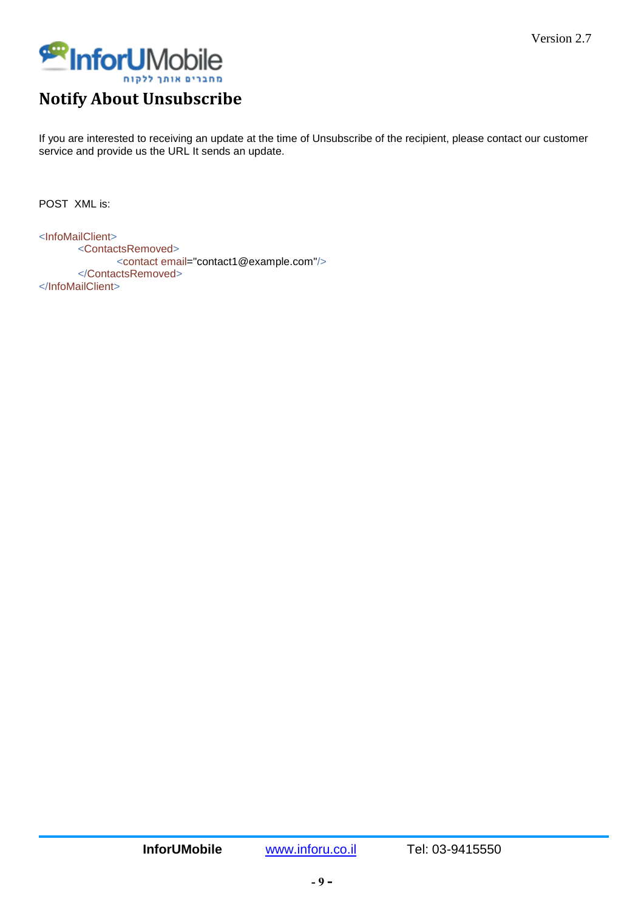## Notify About Unsubscribe

If you are interested to receiving an update at the time of Unsubscribe of the recipient, please contact our customer service and provide us the URL It sends an update.

POST XML is:

```
<InfoMailClient>
        <ContactsRemoved>
                <contact email="contact1@example.com"/>
        </ContactsRemoved>
</InfoMailClient>
```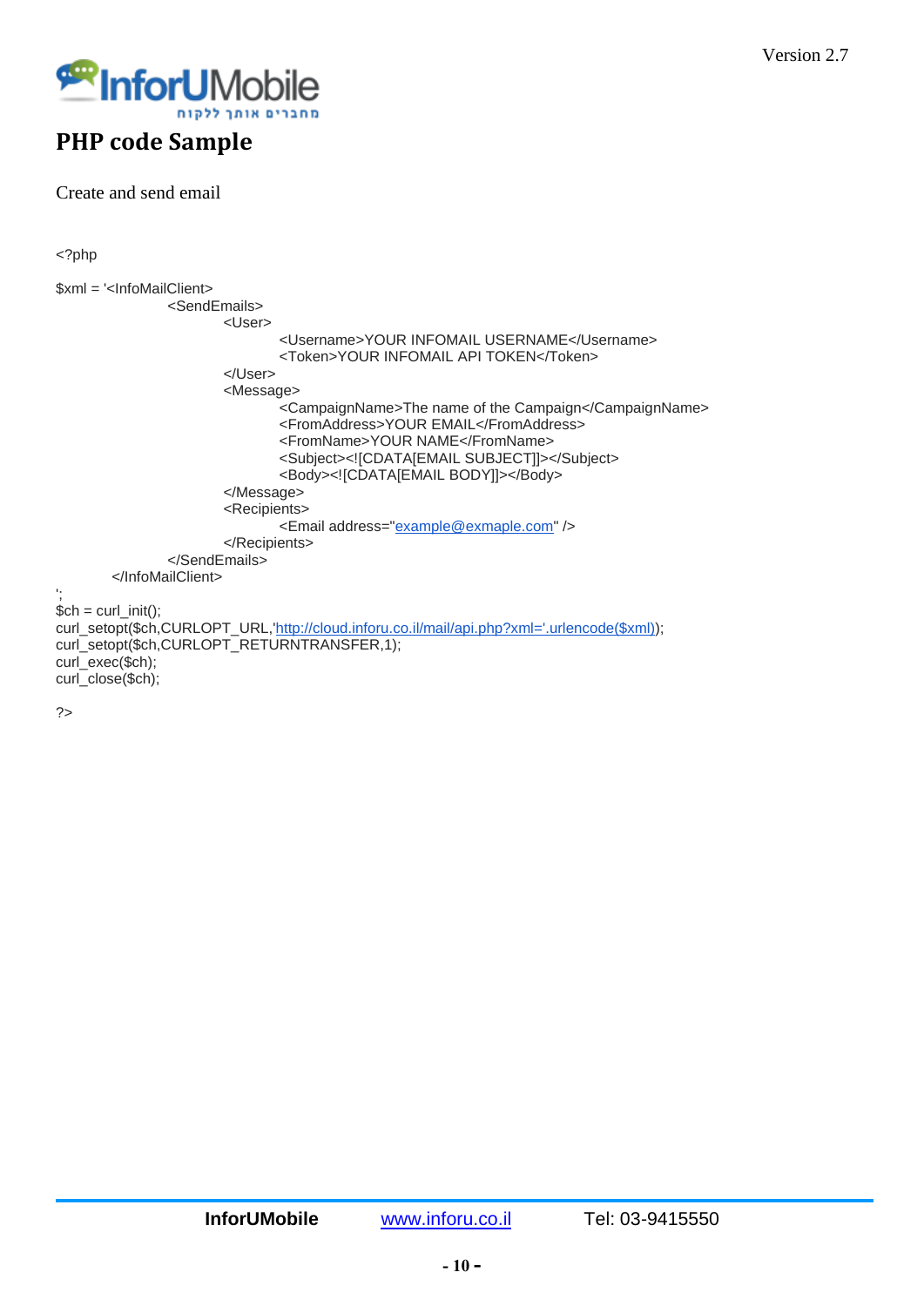# PHP code Sample

Create and send email

```php
<?php

$xml = '<InfoMailClient>
			<SendEmails>
				<User>
					<Username>YOUR INFOMAIL USERNAME</Username>
					<Token>YOUR INFOMAIL API TOKEN</Token>
				</User>
				<Message>
					<CampaignName>The name of the Campaign</CampaignName>
					<FromAddress>YOUR EMAIL</FromAddress>
					<FromName>YOUR NAME</FromName>
					<Subject><![CDATA[EMAIL SUBJECT]]></Subject>
					<Body><![CDATA[EMAIL BODY]]></Body>
				</Message>
				<Recipients>
					<Email address="example@exmaple.com" />
				</Recipients>
			</SendEmails>
		</InfoMailClient>
';
$ch = curl_init();
curl_setopt($ch,CURLOPT_URL,'http://cloud.inforu.co.il/mail/api.php?xml='.urlencode($xml));
curl_setopt($ch,CURLOPT_RETURNTRANSFER,1);
curl_exec($ch);
curl_close($ch);

?>
```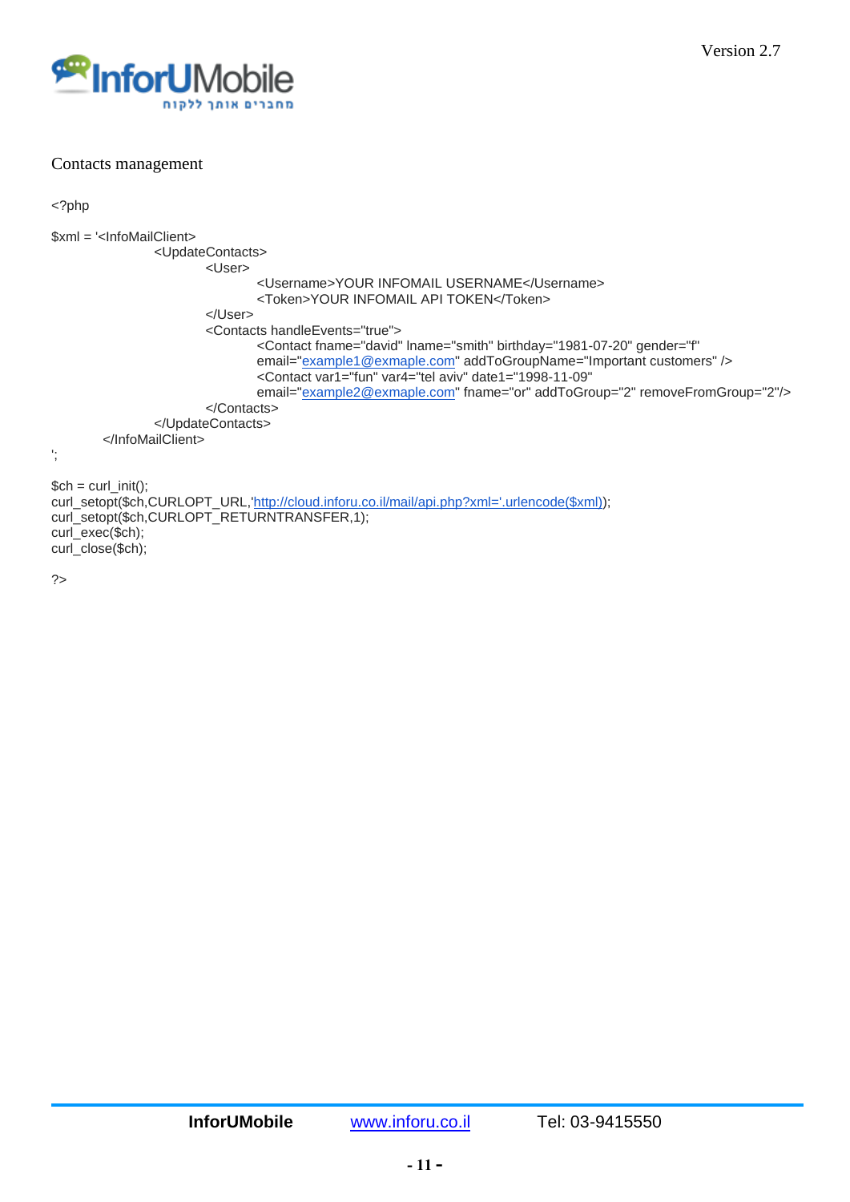Contacts management

```php
<?php

$xml = '<InfoMailClient>
			<UpdateContacts>
				<User>
					<Username>YOUR INFOMAIL USERNAME</Username>
					<Token>YOUR INFOMAIL API TOKEN</Token>
				</User>
				<Contacts handleEvents="true">
					<Contact fname="david" lname="smith" birthday="1981-07-20" gender="f"
					email="example1@exmaple.com" addToGroupName="Important customers" />
					<Contact var1="fun" var4="tel aviv" date1="1998-11-09"
					email="example2@exmaple.com" fname="or" addToGroup="2" removeFromGroup="2"/>
				</Contacts>
			</UpdateContacts>
		</InfoMailClient>
';

$ch = curl_init();
curl_setopt($ch,CURLOPT_URL,'http://cloud.inforu.co.il/mail/api.php?xml='.urlencode($xml));
curl_setopt($ch,CURLOPT_RETURNTRANSFER,1);
curl_exec($ch);
curl_close($ch);

?>
```